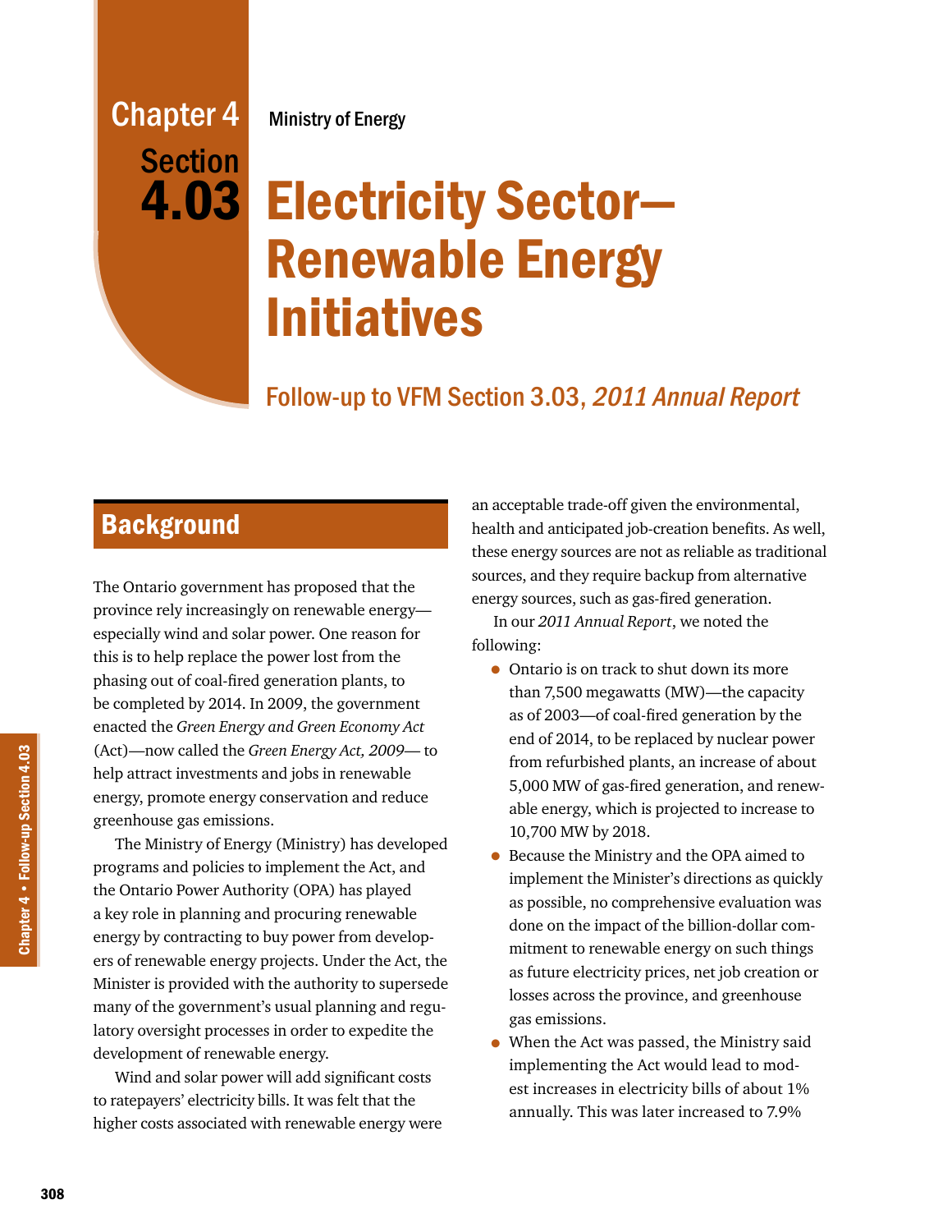# Chapter 4 Section 4.03

Ministry of Energy

# Electricity Sector—Renewable Energy Initiatives

## Follow-up to VFM Section 3.03, *2011 Annual Report*

## Background

The Ontario government has proposed that the province rely increasingly on renewable energy—especially wind and solar power. One reason for this is to help replace the power lost from the phasing out of coal-fired generation plants, to be completed by 2014. In 2009, the government enacted the *Green Energy and Green Economy Act* (Act)—now called the *Green Energy Act, 2009*— to help attract investments and jobs in renewable energy, promote energy conservation and reduce greenhouse gas emissions.

The Ministry of Energy (Ministry) has developed programs and policies to implement the Act, and the Ontario Power Authority (OPA) has played a key role in planning and procuring renewable energy by contracting to buy power from developers of renewable energy projects. Under the Act, the Minister is provided with the authority to supersede many of the government's usual planning and regulatory oversight processes in order to expedite the development of renewable energy.

Wind and solar power will add significant costs to ratepayers' electricity bills. It was felt that the higher costs associated with renewable energy were an acceptable trade-off given the environmental, health and anticipated job-creation benefits. As well, these energy sources are not as reliable as traditional sources, and they require backup from alternative energy sources, such as gas-fired generation.

In our *2011 Annual Report*, we noted the following:

- Ontario is on track to shut down its more than 7,500 megawatts (MW)—the capacity as of 2003—of coal-fired generation by the end of 2014, to be replaced by nuclear power from refurbished plants, an increase of about 5,000 MW of gas-fired generation, and renewable energy, which is projected to increase to 10,700 MW by 2018.
- Because the Ministry and the OPA aimed to implement the Minister's directions as quickly as possible, no comprehensive evaluation was done on the impact of the billion-dollar commitment to renewable energy on such things as future electricity prices, net job creation or losses across the province, and greenhouse gas emissions.
- When the Act was passed, the Ministry said implementing the Act would lead to modest increases in electricity bills of about 1% annually. This was later increased to 7.9%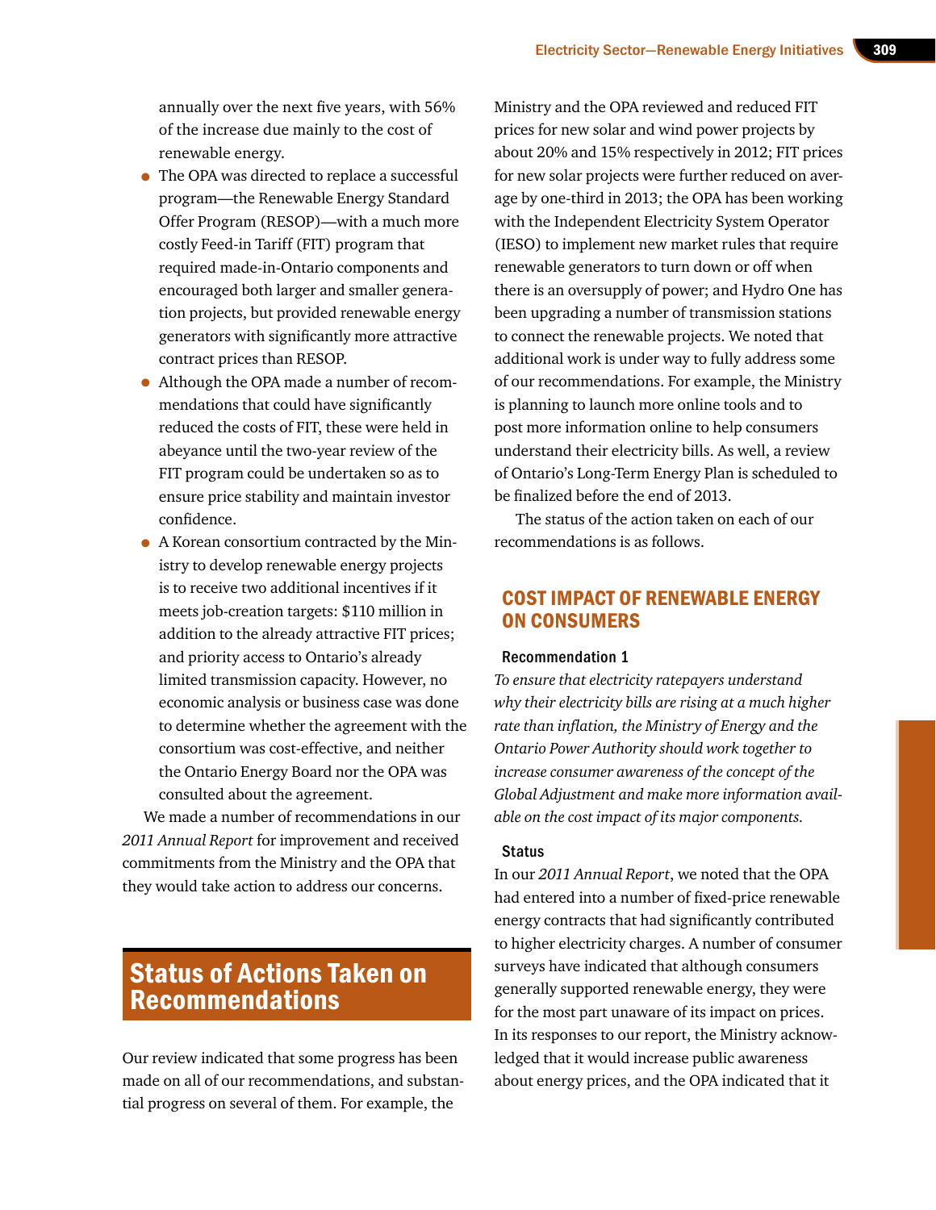annually over the next five years, with 56% of the increase due mainly to the cost of renewable energy.

- The OPA was directed to replace a successful program—the Renewable Energy Standard Offer Program (RESOP)—with a much more costly Feed-in Tariff (FIT) program that required made-in-Ontario components and encouraged both larger and smaller generation projects, but provided renewable energy generators with significantly more attractive contract prices than RESOP.
- Although the OPA made a number of recommendations that could have significantly reduced the costs of FIT, these were held in abeyance until the two-year review of the FIT program could be undertaken so as to ensure price stability and maintain investor confidence.
- A Korean consortium contracted by the Ministry to develop renewable energy projects is to receive two additional incentives if it meets job-creation targets: \$110 million in addition to the already attractive FIT prices; and priority access to Ontario's already limited transmission capacity. However, no economic analysis or business case was done to determine whether the agreement with the consortium was cost-effective, and neither the Ontario Energy Board nor the OPA was consulted about the agreement.

We made a number of recommendations in our *2011 Annual Report* for improvement and received commitments from the Ministry and the OPA that they would take action to address our concerns.

# Status of Actions Taken on Recommendations

Our review indicated that some progress has been made on all of our recommendations, and substantial progress on several of them. For example, the Ministry and the OPA reviewed and reduced FIT prices for new solar and wind power projects by about 20% and 15% respectively in 2012; FIT prices for new solar projects were further reduced on average by one-third in 2013; the OPA has been working with the Independent Electricity System Operator (IESO) to implement new market rules that require renewable generators to turn down or off when there is an oversupply of power; and Hydro One has been upgrading a number of transmission stations to connect the renewable projects. We noted that additional work is under way to fully address some of our recommendations. For example, the Ministry is planning to launch more online tools and to post more information online to help consumers understand their electricity bills. As well, a review of Ontario's Long-Term Energy Plan is scheduled to be finalized before the end of 2013.

The status of the action taken on each of our recommendations is as follows.

## COST IMPACT OF RENEWABLE ENERGY ON CONSUMERS

### Recommendation 1

*To ensure that electricity ratepayers understand why their electricity bills are rising at a much higher rate than inflation, the Ministry of Energy and the Ontario Power Authority should work together to increase consumer awareness of the concept of the Global Adjustment and make more information available on the cost impact of its major components.*

### Status

In our *2011 Annual Report*, we noted that the OPA had entered into a number of fixed-price renewable energy contracts that had significantly contributed to higher electricity charges. A number of consumer surveys have indicated that although consumers generally supported renewable energy, they were for the most part unaware of its impact on prices. In its responses to our report, the Ministry acknowledged that it would increase public awareness about energy prices, and the OPA indicated that it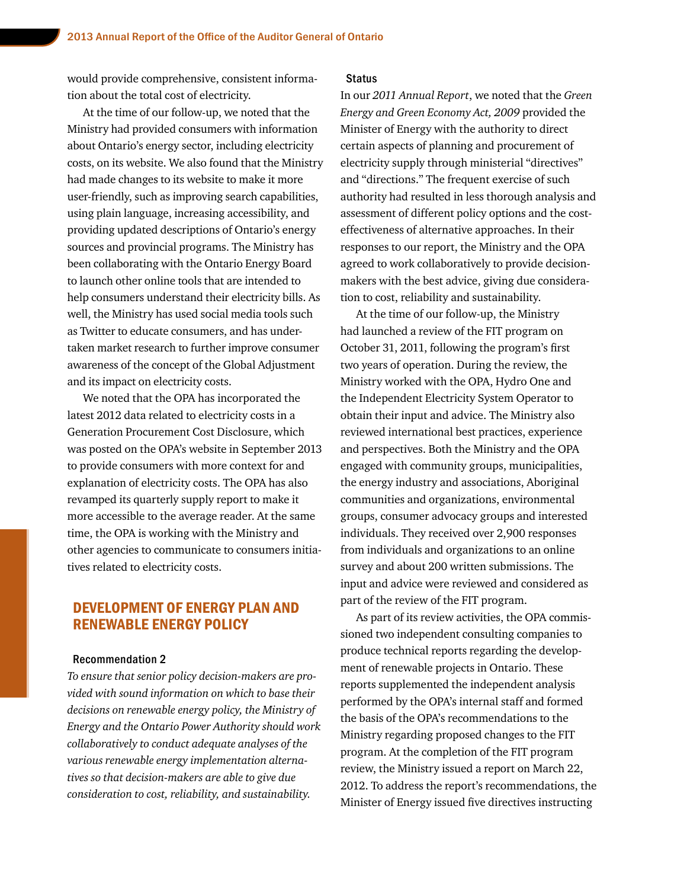would provide comprehensive, consistent information about the total cost of electricity.

At the time of our follow-up, we noted that the Ministry had provided consumers with information about Ontario's energy sector, including electricity costs, on its website. We also found that the Ministry had made changes to its website to make it more user-friendly, such as improving search capabilities, using plain language, increasing accessibility, and providing updated descriptions of Ontario's energy sources and provincial programs. The Ministry has been collaborating with the Ontario Energy Board to launch other online tools that are intended to help consumers understand their electricity bills. As well, the Ministry has used social media tools such as Twitter to educate consumers, and has undertaken market research to further improve consumer awareness of the concept of the Global Adjustment and its impact on electricity costs.

We noted that the OPA has incorporated the latest 2012 data related to electricity costs in a Generation Procurement Cost Disclosure, which was posted on the OPA's website in September 2013 to provide consumers with more context for and explanation of electricity costs. The OPA has also revamped its quarterly supply report to make it more accessible to the average reader. At the same time, the OPA is working with the Ministry and other agencies to communicate to consumers initiatives related to electricity costs.

## DEVELOPMENT OF ENERGY PLAN AND RENEWABLE ENERGY POLICY

### Recommendation 2

*To ensure that senior policy decision-makers are provided with sound information on which to base their decisions on renewable energy policy, the Ministry of Energy and the Ontario Power Authority should work collaboratively to conduct adequate analyses of the various renewable energy implementation alternatives so that decision-makers are able to give due consideration to cost, reliability, and sustainability.*

#### Status

In our *2011 Annual Report*, we noted that the *Green Energy and Green Economy Act, 2009* provided the Minister of Energy with the authority to direct certain aspects of planning and procurement of electricity supply through ministerial "directives" and "directions." The frequent exercise of such authority had resulted in less thorough analysis and assessment of different policy options and the cost-effectiveness of alternative approaches. In their responses to our report, the Ministry and the OPA agreed to work collaboratively to provide decision-makers with the best advice, giving due consideration to cost, reliability and sustainability.

At the time of our follow-up, the Ministry had launched a review of the FIT program on October 31, 2011, following the program's first two years of operation. During the review, the Ministry worked with the OPA, Hydro One and the Independent Electricity System Operator to obtain their input and advice. The Ministry also reviewed international best practices, experience and perspectives. Both the Ministry and the OPA engaged with community groups, municipalities, the energy industry and associations, Aboriginal communities and organizations, environmental groups, consumer advocacy groups and interested individuals. They received over 2,900 responses from individuals and organizations to an online survey and about 200 written submissions. The input and advice were reviewed and considered as part of the review of the FIT program.

As part of its review activities, the OPA commissioned two independent consulting companies to produce technical reports regarding the development of renewable projects in Ontario. These reports supplemented the independent analysis performed by the OPA's internal staff and formed the basis of the OPA's recommendations to the Ministry regarding proposed changes to the FIT program. At the completion of the FIT program review, the Ministry issued a report on March 22, 2012. To address the report's recommendations, the Minister of Energy issued five directives instructing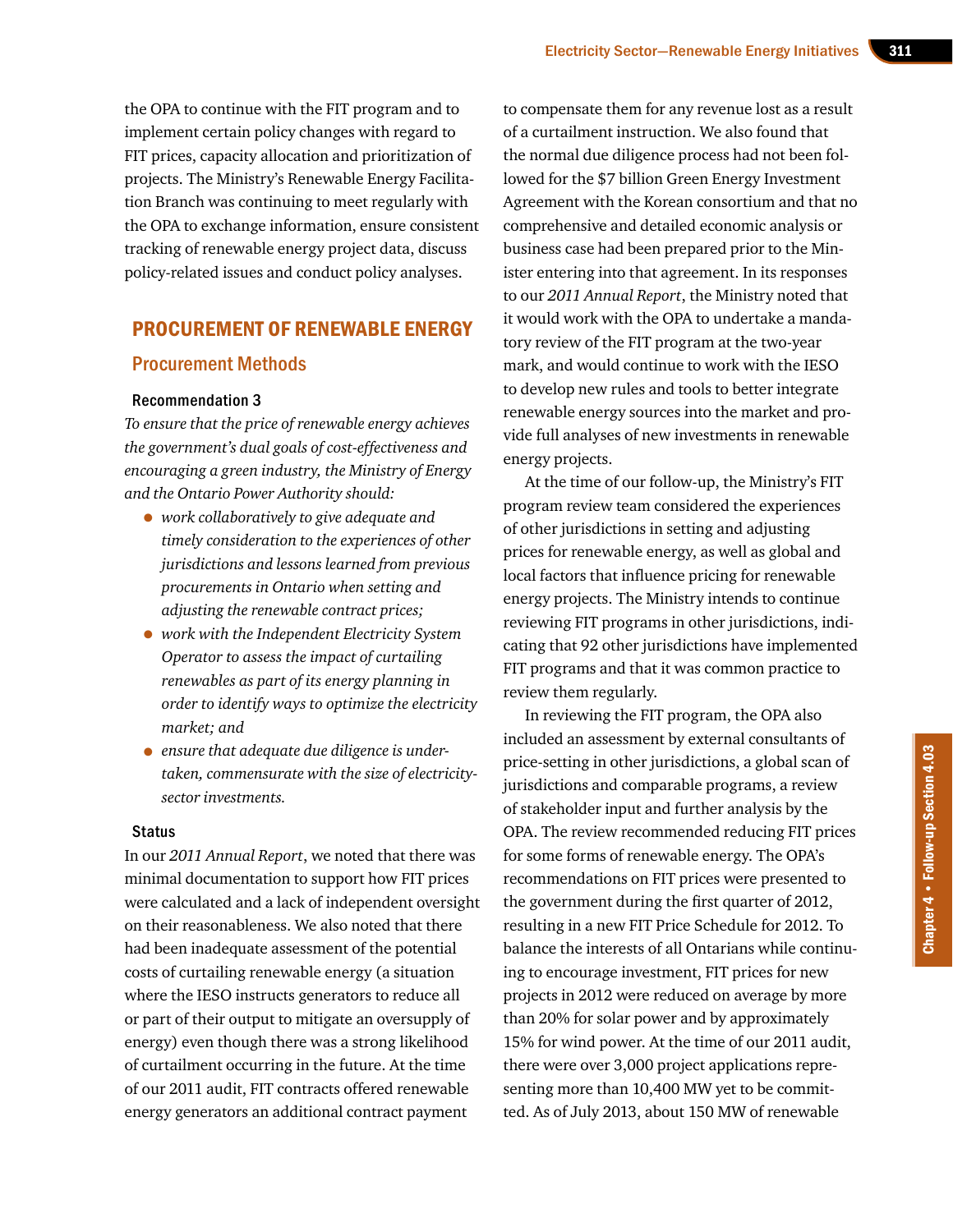the OPA to continue with the FIT program and to implement certain policy changes with regard to FIT prices, capacity allocation and prioritization of projects. The Ministry's Renewable Energy Facilitation Branch was continuing to meet regularly with the OPA to exchange information, ensure consistent tracking of renewable energy project data, discuss policy-related issues and conduct policy analyses.

## PROCUREMENT OF RENEWABLE ENERGY

### Procurement Methods

#### Recommendation 3

*To ensure that the price of renewable energy achieves the government's dual goals of cost-effectiveness and encouraging a green industry, the Ministry of Energy and the Ontario Power Authority should:*

- *work collaboratively to give adequate and timely consideration to the experiences of other jurisdictions and lessons learned from previous procurements in Ontario when setting and adjusting the renewable contract prices;*
- *work with the Independent Electricity System Operator to assess the impact of curtailing renewables as part of its energy planning in order to identify ways to optimize the electricity market; and*
- *ensure that adequate due diligence is undertaken, commensurate with the size of electricity-sector investments.*

#### Status

In our *2011 Annual Report*, we noted that there was minimal documentation to support how FIT prices were calculated and a lack of independent oversight on their reasonableness. We also noted that there had been inadequate assessment of the potential costs of curtailing renewable energy (a situation where the IESO instructs generators to reduce all or part of their output to mitigate an oversupply of energy) even though there was a strong likelihood of curtailment occurring in the future. At the time of our 2011 audit, FIT contracts offered renewable energy generators an additional contract payment to compensate them for any revenue lost as a result of a curtailment instruction. We also found that the normal due diligence process had not been followed for the $7 billion Green Energy Investment Agreement with the Korean consortium and that no comprehensive and detailed economic analysis or business case had been prepared prior to the Minister entering into that agreement. In its responses to our *2011 Annual Report*, the Ministry noted that it would work with the OPA to undertake a mandatory review of the FIT program at the two-year mark, and would continue to work with the IESO to develop new rules and tools to better integrate renewable energy sources into the market and provide full analyses of new investments in renewable energy projects.

At the time of our follow-up, the Ministry's FIT program review team considered the experiences of other jurisdictions in setting and adjusting prices for renewable energy, as well as global and local factors that influence pricing for renewable energy projects. The Ministry intends to continue reviewing FIT programs in other jurisdictions, indicating that 92 other jurisdictions have implemented FIT programs and that it was common practice to review them regularly.

In reviewing the FIT program, the OPA also included an assessment by external consultants of price-setting in other jurisdictions, a global scan of jurisdictions and comparable programs, a review of stakeholder input and further analysis by the OPA. The review recommended reducing FIT prices for some forms of renewable energy. The OPA's recommendations on FIT prices were presented to the government during the first quarter of 2012, resulting in a new FIT Price Schedule for 2012. To balance the interests of all Ontarians while continuing to encourage investment, FIT prices for new projects in 2012 were reduced on average by more than 20% for solar power and by approximately 15% for wind power. At the time of our 2011 audit, there were over 3,000 project applications representing more than 10,400 MW yet to be committed. As of July 2013, about 150 MW of renewable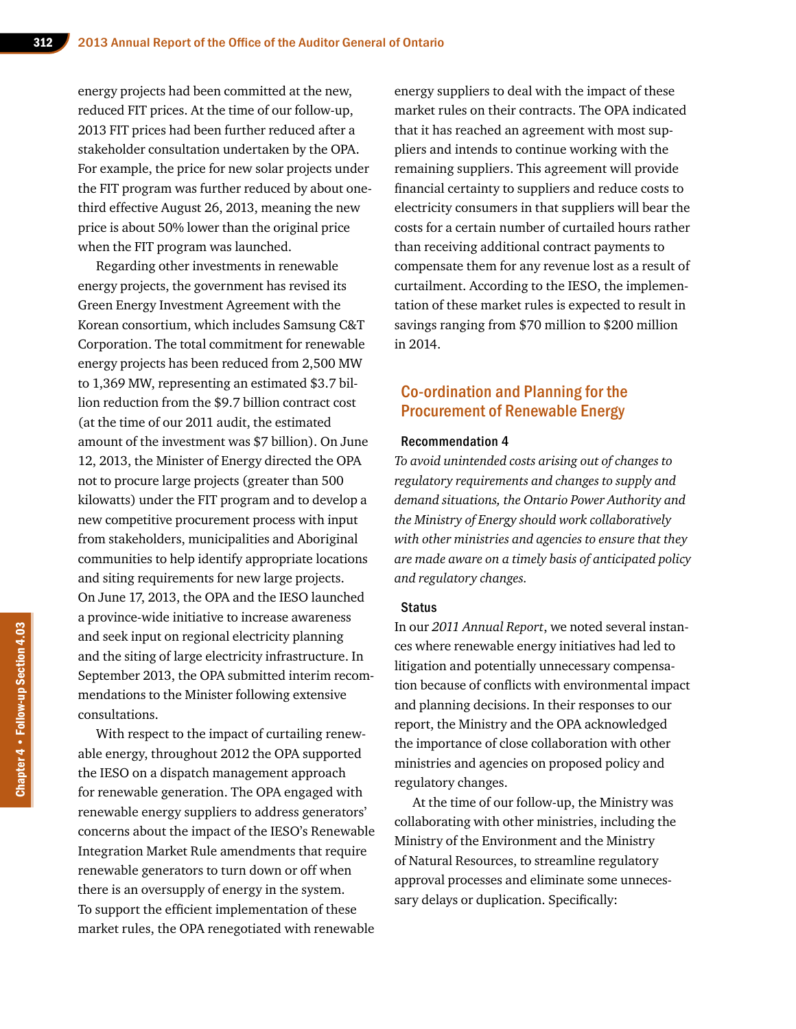energy projects had been committed at the new, reduced FIT prices. At the time of our follow-up, 2013 FIT prices had been further reduced after a stakeholder consultation undertaken by the OPA. For example, the price for new solar projects under the FIT program was further reduced by about one-third effective August 26, 2013, meaning the new price is about 50% lower than the original price when the FIT program was launched.

Regarding other investments in renewable energy projects, the government has revised its Green Energy Investment Agreement with the Korean consortium, which includes Samsung C&T Corporation. The total commitment for renewable energy projects has been reduced from 2,500 MW to 1,369 MW, representing an estimated $3.7 billion reduction from the $9.7 billion contract cost (at the time of our 2011 audit, the estimated amount of the investment was $7 billion). On June 12, 2013, the Minister of Energy directed the OPA not to procure large projects (greater than 500 kilowatts) under the FIT program and to develop a new competitive procurement process with input from stakeholders, municipalities and Aboriginal communities to help identify appropriate locations and siting requirements for new large projects. On June 17, 2013, the OPA and the IESO launched a province-wide initiative to increase awareness and seek input on regional electricity planning and the siting of large electricity infrastructure. In September 2013, the OPA submitted interim recommendations to the Minister following extensive consultations.

With respect to the impact of curtailing renewable energy, throughout 2012 the OPA supported the IESO on a dispatch management approach for renewable generation. The OPA engaged with renewable energy suppliers to address generators' concerns about the impact of the IESO's Renewable Integration Market Rule amendments that require renewable generators to turn down or off when there is an oversupply of energy in the system. To support the efficient implementation of these market rules, the OPA renegotiated with renewable energy suppliers to deal with the impact of these market rules on their contracts. The OPA indicated that it has reached an agreement with most suppliers and intends to continue working with the remaining suppliers. This agreement will provide financial certainty to suppliers and reduce costs to electricity consumers in that suppliers will bear the costs for a certain number of curtailed hours rather than receiving additional contract payments to compensate them for any revenue lost as a result of curtailment. According to the IESO, the implementation of these market rules is expected to result in savings ranging from $70 million to $200 million in 2014.

## Co-ordination and Planning for the Procurement of Renewable Energy

### Recommendation 4

*To avoid unintended costs arising out of changes to regulatory requirements and changes to supply and demand situations, the Ontario Power Authority and the Ministry of Energy should work collaboratively with other ministries and agencies to ensure that they are made aware on a timely basis of anticipated policy and regulatory changes.*

### Status

In our *2011 Annual Report*, we noted several instances where renewable energy initiatives had led to litigation and potentially unnecessary compensation because of conflicts with environmental impact and planning decisions. In their responses to our report, the Ministry and the OPA acknowledged the importance of close collaboration with other ministries and agencies on proposed policy and regulatory changes.

At the time of our follow-up, the Ministry was collaborating with other ministries, including the Ministry of the Environment and the Ministry of Natural Resources, to streamline regulatory approval processes and eliminate some unnecessary delays or duplication. Specifically: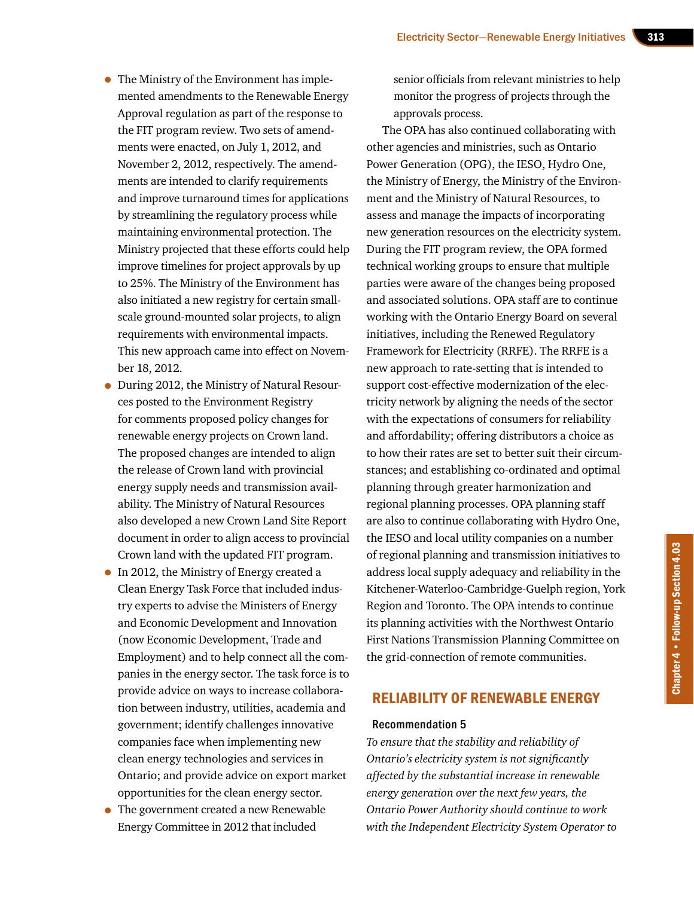- The Ministry of the Environment has implemented amendments to the Renewable Energy Approval regulation as part of the response to the FIT program review. Two sets of amendments were enacted, on July 1, 2012, and November 2, 2012, respectively. The amendments are intended to clarify requirements and improve turnaround times for applications by streamlining the regulatory process while maintaining environmental protection. The Ministry projected that these efforts could help improve timelines for project approvals by up to 25%. The Ministry of the Environment has also initiated a new registry for certain small-scale ground-mounted solar projects, to align requirements with environmental impacts. This new approach came into effect on November 18, 2012.
- During 2012, the Ministry of Natural Resources posted to the Environment Registry for comments proposed policy changes for renewable energy projects on Crown land. The proposed changes are intended to align the release of Crown land with provincial energy supply needs and transmission availability. The Ministry of Natural Resources also developed a new Crown Land Site Report document in order to align access to provincial Crown land with the updated FIT program.
- In 2012, the Ministry of Energy created a Clean Energy Task Force that included industry experts to advise the Ministers of Energy and Economic Development and Innovation (now Economic Development, Trade and Employment) and to help connect all the companies in the energy sector. The task force is to provide advice on ways to increase collaboration between industry, utilities, academia and government; identify challenges innovative companies face when implementing new clean energy technologies and services in Ontario; and provide advice on export market opportunities for the clean energy sector.
- The government created a new Renewable Energy Committee in 2012 that included senior officials from relevant ministries to help monitor the progress of projects through the approvals process.

The OPA has also continued collaborating with other agencies and ministries, such as Ontario Power Generation (OPG), the IESO, Hydro One, the Ministry of Energy, the Ministry of the Environment and the Ministry of Natural Resources, to assess and manage the impacts of incorporating new generation resources on the electricity system. During the FIT program review, the OPA formed technical working groups to ensure that multiple parties were aware of the changes being proposed and associated solutions. OPA staff are to continue working with the Ontario Energy Board on several initiatives, including the Renewed Regulatory Framework for Electricity (RRFE). The RRFE is a new approach to rate-setting that is intended to support cost-effective modernization of the electricity network by aligning the needs of the sector with the expectations of consumers for reliability and affordability; offering distributors a choice as to how their rates are set to better suit their circumstances; and establishing co-ordinated and optimal planning through greater harmonization and regional planning processes. OPA planning staff are also to continue collaborating with Hydro One, the IESO and local utility companies on a number of regional planning and transmission initiatives to address local supply adequacy and reliability in the Kitchener-Waterloo-Cambridge-Guelph region, York Region and Toronto. The OPA intends to continue its planning activities with the Northwest Ontario First Nations Transmission Planning Committee on the grid-connection of remote communities.

## RELIABILITY OF RENEWABLE ENERGY

### Recommendation 5

*To ensure that the stability and reliability of Ontario's electricity system is not significantly affected by the substantial increase in renewable energy generation over the next few years, the Ontario Power Authority should continue to work with the Independent Electricity System Operator to*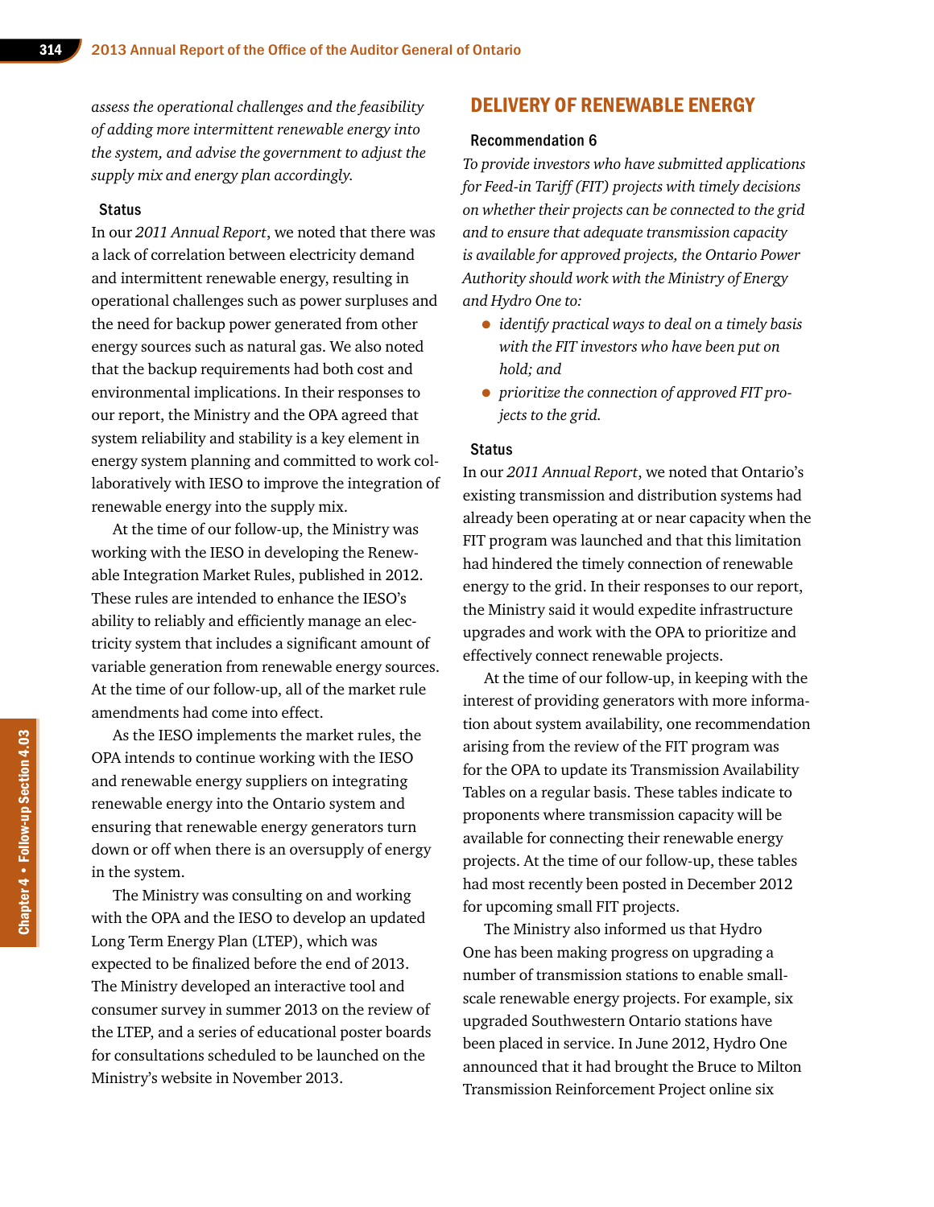*assess the operational challenges and the feasibility of adding more intermittent renewable energy into the system, and advise the government to adjust the supply mix and energy plan accordingly.*

#### Status

In our *2011 Annual Report*, we noted that there was a lack of correlation between electricity demand and intermittent renewable energy, resulting in operational challenges such as power surpluses and the need for backup power generated from other energy sources such as natural gas. We also noted that the backup requirements had both cost and environmental implications. In their responses to our report, the Ministry and the OPA agreed that system reliability and stability is a key element in energy system planning and committed to work collaboratively with IESO to improve the integration of renewable energy into the supply mix.

At the time of our follow-up, the Ministry was working with the IESO in developing the Renewable Integration Market Rules, published in 2012. These rules are intended to enhance the IESO's ability to reliably and efficiently manage an electricity system that includes a significant amount of variable generation from renewable energy sources. At the time of our follow-up, all of the market rule amendments had come into effect.

As the IESO implements the market rules, the OPA intends to continue working with the IESO and renewable energy suppliers on integrating renewable energy into the Ontario system and ensuring that renewable energy generators turn down or off when there is an oversupply of energy in the system.

The Ministry was consulting on and working with the OPA and the IESO to develop an updated Long Term Energy Plan (LTEP), which was expected to be finalized before the end of 2013. The Ministry developed an interactive tool and consumer survey in summer 2013 on the review of the LTEP, and a series of educational poster boards for consultations scheduled to be launched on the Ministry's website in November 2013.

## DELIVERY OF RENEWABLE ENERGY

#### Recommendation 6

*To provide investors who have submitted applications for Feed-in Tariff (FIT) projects with timely decisions on whether their projects can be connected to the grid and to ensure that adequate transmission capacity is available for approved projects, the Ontario Power Authority should work with the Ministry of Energy and Hydro One to:*

- *identify practical ways to deal on a timely basis with the FIT investors who have been put on hold; and*
- *prioritize the connection of approved FIT projects to the grid.*

#### Status

In our *2011 Annual Report*, we noted that Ontario's existing transmission and distribution systems had already been operating at or near capacity when the FIT program was launched and that this limitation had hindered the timely connection of renewable energy to the grid. In their responses to our report, the Ministry said it would expedite infrastructure upgrades and work with the OPA to prioritize and effectively connect renewable projects.

At the time of our follow-up, in keeping with the interest of providing generators with more information about system availability, one recommendation arising from the review of the FIT program was for the OPA to update its Transmission Availability Tables on a regular basis. These tables indicate to proponents where transmission capacity will be available for connecting their renewable energy projects. At the time of our follow-up, these tables had most recently been posted in December 2012 for upcoming small FIT projects.

The Ministry also informed us that Hydro One has been making progress on upgrading a number of transmission stations to enable small-scale renewable energy projects. For example, six upgraded Southwestern Ontario stations have been placed in service. In June 2012, Hydro One announced that it had brought the Bruce to Milton Transmission Reinforcement Project online six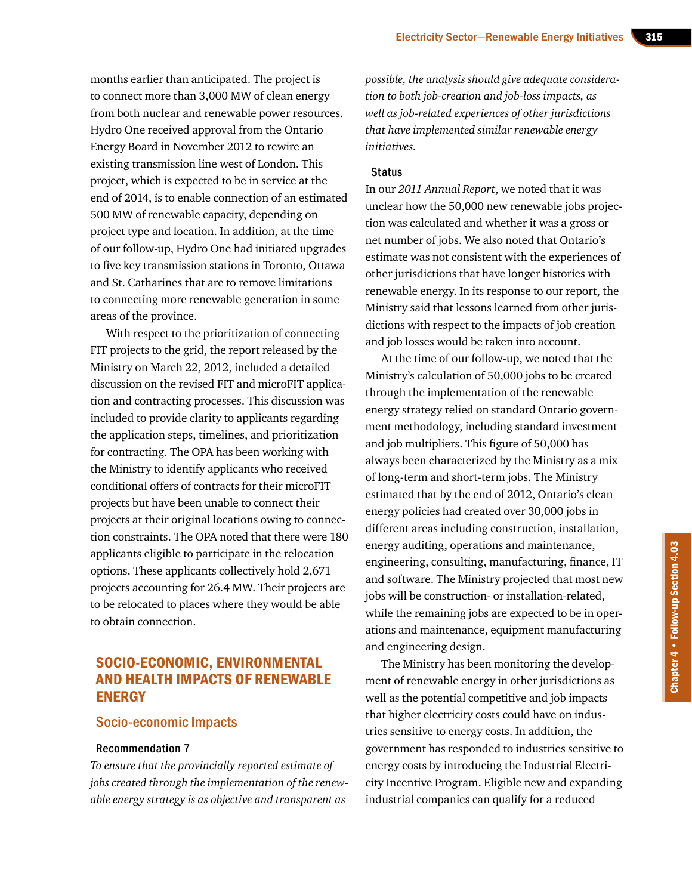months earlier than anticipated. The project is to connect more than 3,000 MW of clean energy from both nuclear and renewable power resources. Hydro One received approval from the Ontario Energy Board in November 2012 to rewire an existing transmission line west of London. This project, which is expected to be in service at the end of 2014, is to enable connection of an estimated 500 MW of renewable capacity, depending on project type and location. In addition, at the time of our follow-up, Hydro One had initiated upgrades to five key transmission stations in Toronto, Ottawa and St. Catharines that are to remove limitations to connecting more renewable generation in some areas of the province.

With respect to the prioritization of connecting FIT projects to the grid, the report released by the Ministry on March 22, 2012, included a detailed discussion on the revised FIT and microFIT application and contracting processes. This discussion was included to provide clarity to applicants regarding the application steps, timelines, and prioritization for contracting. The OPA has been working with the Ministry to identify applicants who received conditional offers of contracts for their microFIT projects but have been unable to connect their projects at their original locations owing to connection constraints. The OPA noted that there were 180 applicants eligible to participate in the relocation options. These applicants collectively hold 2,671 projects accounting for 26.4 MW. Their projects are to be relocated to places where they would be able to obtain connection.

## SOCIO-ECONOMIC, ENVIRONMENTAL AND HEALTH IMPACTS OF RENEWABLE ENERGY

### Socio-economic Impacts

#### Recommendation 7

*To ensure that the provincially reported estimate of jobs created through the implementation of the renewable energy strategy is as objective and transparent as possible, the analysis should give adequate consideration to both job-creation and job-loss impacts, as well as job-related experiences of other jurisdictions that have implemented similar renewable energy initiatives.*

#### Status

In our *2011 Annual Report*, we noted that it was unclear how the 50,000 new renewable jobs projection was calculated and whether it was a gross or net number of jobs. We also noted that Ontario's estimate was not consistent with the experiences of other jurisdictions that have longer histories with renewable energy. In its response to our report, the Ministry said that lessons learned from other jurisdictions with respect to the impacts of job creation and job losses would be taken into account.

At the time of our follow-up, we noted that the Ministry's calculation of 50,000 jobs to be created through the implementation of the renewable energy strategy relied on standard Ontario government methodology, including standard investment and job multipliers. This figure of 50,000 has always been characterized by the Ministry as a mix of long-term and short-term jobs. The Ministry estimated that by the end of 2012, Ontario's clean energy policies had created over 30,000 jobs in different areas including construction, installation, energy auditing, operations and maintenance, engineering, consulting, manufacturing, finance, IT and software. The Ministry projected that most new jobs will be construction- or installation-related, while the remaining jobs are expected to be in operations and maintenance, equipment manufacturing and engineering design.

The Ministry has been monitoring the development of renewable energy in other jurisdictions as well as the potential competitive and job impacts that higher electricity costs could have on industries sensitive to energy costs. In addition, the government has responded to industries sensitive to energy costs by introducing the Industrial Electricity Incentive Program. Eligible new and expanding industrial companies can qualify for a reduced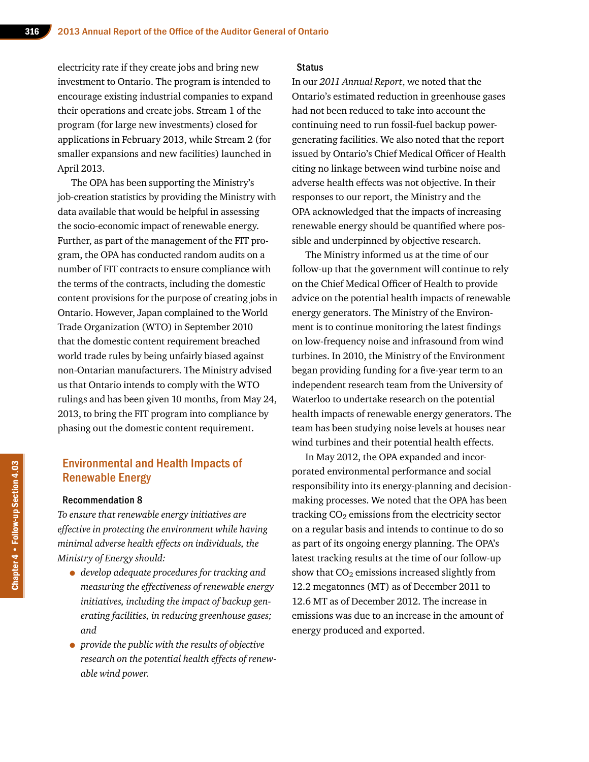electricity rate if they create jobs and bring new investment to Ontario. The program is intended to encourage existing industrial companies to expand their operations and create jobs. Stream 1 of the program (for large new investments) closed for applications in February 2013, while Stream 2 (for smaller expansions and new facilities) launched in April 2013.

The OPA has been supporting the Ministry's job-creation statistics by providing the Ministry with data available that would be helpful in assessing the socio-economic impact of renewable energy. Further, as part of the management of the FIT program, the OPA has conducted random audits on a number of FIT contracts to ensure compliance with the terms of the contracts, including the domestic content provisions for the purpose of creating jobs in Ontario. However, Japan complained to the World Trade Organization (WTO) in September 2010 that the domestic content requirement breached world trade rules by being unfairly biased against non-Ontarian manufacturers. The Ministry advised us that Ontario intends to comply with the WTO rulings and has been given 10 months, from May 24, 2013, to bring the FIT program into compliance by phasing out the domestic content requirement.

## Environmental and Health Impacts of Renewable Energy

### Recommendation 8

*To ensure that renewable energy initiatives are effective in protecting the environment while having minimal adverse health effects on individuals, the Ministry of Energy should:*

- *develop adequate procedures for tracking and measuring the effectiveness of renewable energy initiatives, including the impact of backup generating facilities, in reducing greenhouse gases; and*
- *provide the public with the results of objective research on the potential health effects of renewable wind power.*

### Status

In our *2011 Annual Report*, we noted that the Ontario's estimated reduction in greenhouse gases had not been reduced to take into account the continuing need to run fossil-fuel backup power-generating facilities. We also noted that the report issued by Ontario's Chief Medical Officer of Health citing no linkage between wind turbine noise and adverse health effects was not objective. In their responses to our report, the Ministry and the OPA acknowledged that the impacts of increasing renewable energy should be quantified where possible and underpinned by objective research.

The Ministry informed us at the time of our follow-up that the government will continue to rely on the Chief Medical Officer of Health to provide advice on the potential health impacts of renewable energy generators. The Ministry of the Environment is to continue monitoring the latest findings on low-frequency noise and infrasound from wind turbines. In 2010, the Ministry of the Environment began providing funding for a five-year term to an independent research team from the University of Waterloo to undertake research on the potential health impacts of renewable energy generators. The team has been studying noise levels at houses near wind turbines and their potential health effects.

In May 2012, the OPA expanded and incorporated environmental performance and social responsibility into its energy-planning and decision-making processes. We noted that the OPA has been tracking $CO_2$ emissions from the electricity sector on a regular basis and intends to continue to do so as part of its ongoing energy planning. The OPA's latest tracking results at the time of our follow-up show that $CO_2$ emissions increased slightly from 12.2 megatonnes (MT) as of December 2011 to 12.6 MT as of December 2012. The increase in emissions was due to an increase in the amount of energy produced and exported.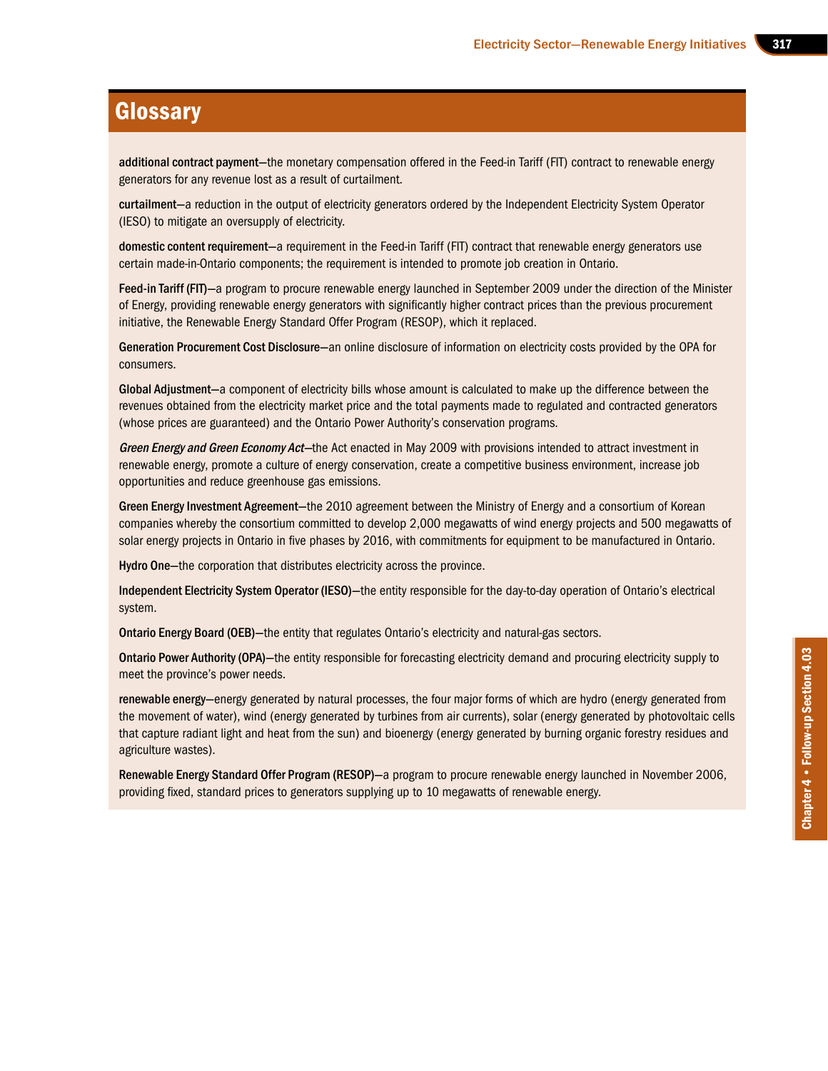# Glossary

**additional contract payment**—the monetary compensation offered in the Feed-in Tariff (FIT) contract to renewable energy generators for any revenue lost as a result of curtailment.

**curtailment**—a reduction in the output of electricity generators ordered by the Independent Electricity System Operator (IESO) to mitigate an oversupply of electricity.

**domestic content requirement**—a requirement in the Feed-in Tariff (FIT) contract that renewable energy generators use certain made-in-Ontario components; the requirement is intended to promote job creation in Ontario.

**Feed-in Tariff (FIT)**—a program to procure renewable energy launched in September 2009 under the direction of the Minister of Energy, providing renewable energy generators with significantly higher contract prices than the previous procurement initiative, the Renewable Energy Standard Offer Program (RESOP), which it replaced.

**Generation Procurement Cost Disclosure**—an online disclosure of information on electricity costs provided by the OPA for consumers.

**Global Adjustment**—a component of electricity bills whose amount is calculated to make up the difference between the revenues obtained from the electricity market price and the total payments made to regulated and contracted generators (whose prices are guaranteed) and the Ontario Power Authority's conservation programs.

***Green Energy and Green Economy Act***—the Act enacted in May 2009 with provisions intended to attract investment in renewable energy, promote a culture of energy conservation, create a competitive business environment, increase job opportunities and reduce greenhouse gas emissions.

**Green Energy Investment Agreement**—the 2010 agreement between the Ministry of Energy and a consortium of Korean companies whereby the consortium committed to develop 2,000 megawatts of wind energy projects and 500 megawatts of solar energy projects in Ontario in five phases by 2016, with commitments for equipment to be manufactured in Ontario.

**Hydro One**—the corporation that distributes electricity across the province.

**Independent Electricity System Operator (IESO)**—the entity responsible for the day-to-day operation of Ontario's electrical system.

**Ontario Energy Board (OEB)**—the entity that regulates Ontario's electricity and natural-gas sectors.

**Ontario Power Authority (OPA)**—the entity responsible for forecasting electricity demand and procuring electricity supply to meet the province's power needs.

**renewable energy**—energy generated by natural processes, the four major forms of which are hydro (energy generated from the movement of water), wind (energy generated by turbines from air currents), solar (energy generated by photovoltaic cells that capture radiant light and heat from the sun) and bioenergy (energy generated by burning organic forestry residues and agriculture wastes).

**Renewable Energy Standard Offer Program (RESOP)**—a program to procure renewable energy launched in November 2006, providing fixed, standard prices to generators supplying up to 10 megawatts of renewable energy.